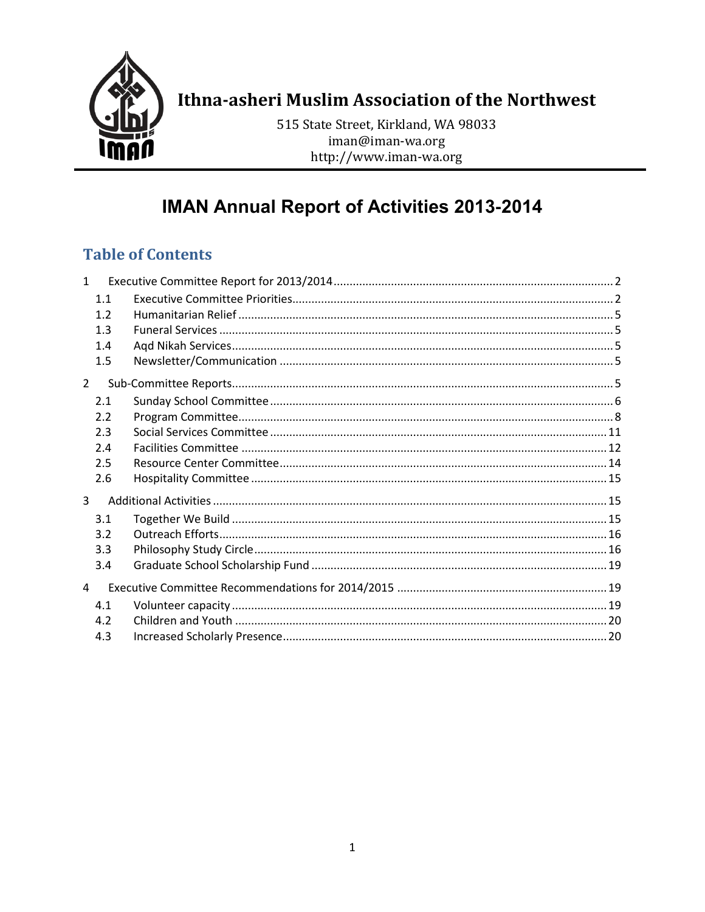## Ithna-asheri Muslim Association of the Northwest

515 State Street, Kirkland, WA 98033
iman@iman-wa.org
http://www.iman-wa.org

# IMAN Annual Report of Activities 2013-2014

## Table of Contents

1 Executive Committee Report for 2013/2014 .... 2
- 1.1 Executive Committee Priorities .... 2
- 1.2 Humanitarian Relief .... 5
- 1.3 Funeral Services .... 5
- 1.4 Aqd Nikah Services .... 5
- 1.5 Newsletter/Communication .... 5

2 Sub-Committee Reports .... 5
- 2.1 Sunday School Committee .... 6
- 2.2 Program Committee .... 8
- 2.3 Social Services Committee .... 11
- 2.4 Facilities Committee .... 12
- 2.5 Resource Center Committee .... 14
- 2.6 Hospitality Committee .... 15

3 Additional Activities .... 15
- 3.1 Together We Build .... 15
- 3.2 Outreach Efforts .... 16
- 3.3 Philosophy Study Circle .... 16
- 3.4 Graduate School Scholarship Fund .... 19

4 Executive Committee Recommendations for 2014/2015 .... 19
- 4.1 Volunteer capacity .... 19
- 4.2 Children and Youth .... 20
- 4.3 Increased Scholarly Presence .... 20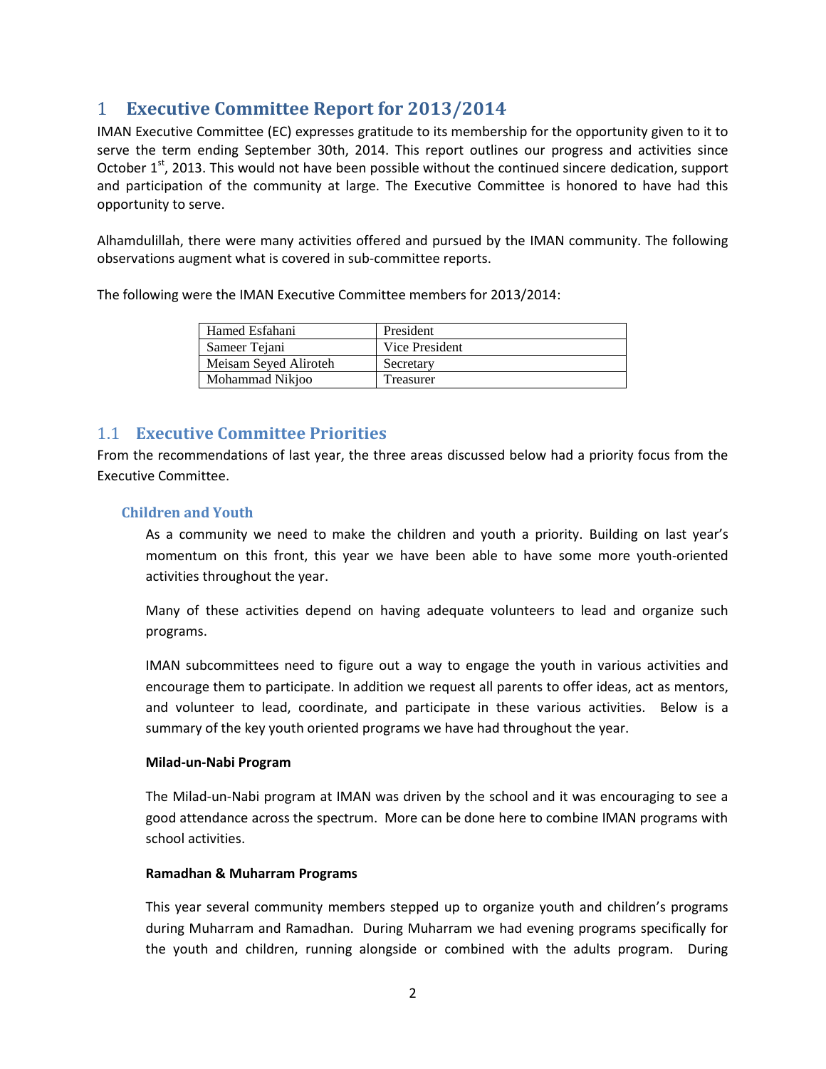# 1 Executive Committee Report for 2013/2014

IMAN Executive Committee (EC) expresses gratitude to its membership for the opportunity given to it to serve the term ending September 30th, 2014. This report outlines our progress and activities since October 1st, 2013. This would not have been possible without the continued sincere dedication, support and participation of the community at large. The Executive Committee is honored to have had this opportunity to serve.

Alhamdulillah, there were many activities offered and pursued by the IMAN community. The following observations augment what is covered in sub-committee reports.

The following were the IMAN Executive Committee members for 2013/2014:

| Hamed Esfahani | President |
|---|---|
| Sameer Tejani | Vice President |
| Meisam Seyed Aliroteh | Secretary |
| Mohammad Nikjoo | Treasurer |

## 1.1 Executive Committee Priorities

From the recommendations of last year, the three areas discussed below had a priority focus from the Executive Committee.

### Children and Youth

As a community we need to make the children and youth a priority. Building on last year's momentum on this front, this year we have been able to have some more youth-oriented activities throughout the year.

Many of these activities depend on having adequate volunteers to lead and organize such programs.

IMAN subcommittees need to figure out a way to engage the youth in various activities and encourage them to participate. In addition we request all parents to offer ideas, act as mentors, and volunteer to lead, coordinate, and participate in these various activities. Below is a summary of the key youth oriented programs we have had throughout the year.

**Milad-un-Nabi Program**

The Milad-un-Nabi program at IMAN was driven by the school and it was encouraging to see a good attendance across the spectrum. More can be done here to combine IMAN programs with school activities.

**Ramadhan & Muharram Programs**

This year several community members stepped up to organize youth and children's programs during Muharram and Ramadhan. During Muharram we had evening programs specifically for the youth and children, running alongside or combined with the adults program. During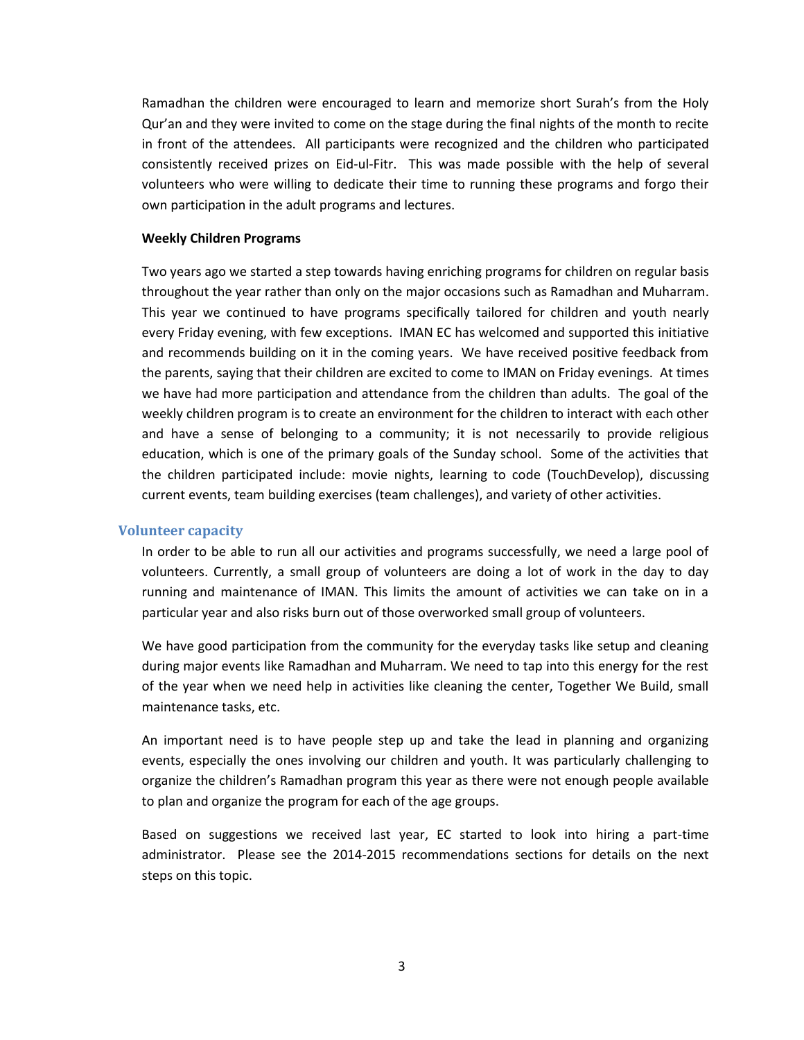Ramadhan the children were encouraged to learn and memorize short Surah's from the Holy Qur'an and they were invited to come on the stage during the final nights of the month to recite in front of the attendees. All participants were recognized and the children who participated consistently received prizes on Eid-ul-Fitr. This was made possible with the help of several volunteers who were willing to dedicate their time to running these programs and forgo their own participation in the adult programs and lectures.

**Weekly Children Programs**

Two years ago we started a step towards having enriching programs for children on regular basis throughout the year rather than only on the major occasions such as Ramadhan and Muharram. This year we continued to have programs specifically tailored for children and youth nearly every Friday evening, with few exceptions. IMAN EC has welcomed and supported this initiative and recommends building on it in the coming years. We have received positive feedback from the parents, saying that their children are excited to come to IMAN on Friday evenings. At times we have had more participation and attendance from the children than adults. The goal of the weekly children program is to create an environment for the children to interact with each other and have a sense of belonging to a community; it is not necessarily to provide religious education, which is one of the primary goals of the Sunday school. Some of the activities that the children participated include: movie nights, learning to code (TouchDevelop), discussing current events, team building exercises (team challenges), and variety of other activities.

## Volunteer capacity

In order to be able to run all our activities and programs successfully, we need a large pool of volunteers. Currently, a small group of volunteers are doing a lot of work in the day to day running and maintenance of IMAN. This limits the amount of activities we can take on in a particular year and also risks burn out of those overworked small group of volunteers.

We have good participation from the community for the everyday tasks like setup and cleaning during major events like Ramadhan and Muharram. We need to tap into this energy for the rest of the year when we need help in activities like cleaning the center, Together We Build, small maintenance tasks, etc.

An important need is to have people step up and take the lead in planning and organizing events, especially the ones involving our children and youth. It was particularly challenging to organize the children's Ramadhan program this year as there were not enough people available to plan and organize the program for each of the age groups.

Based on suggestions we received last year, EC started to look into hiring a part-time administrator. Please see the 2014-2015 recommendations sections for details on the next steps on this topic.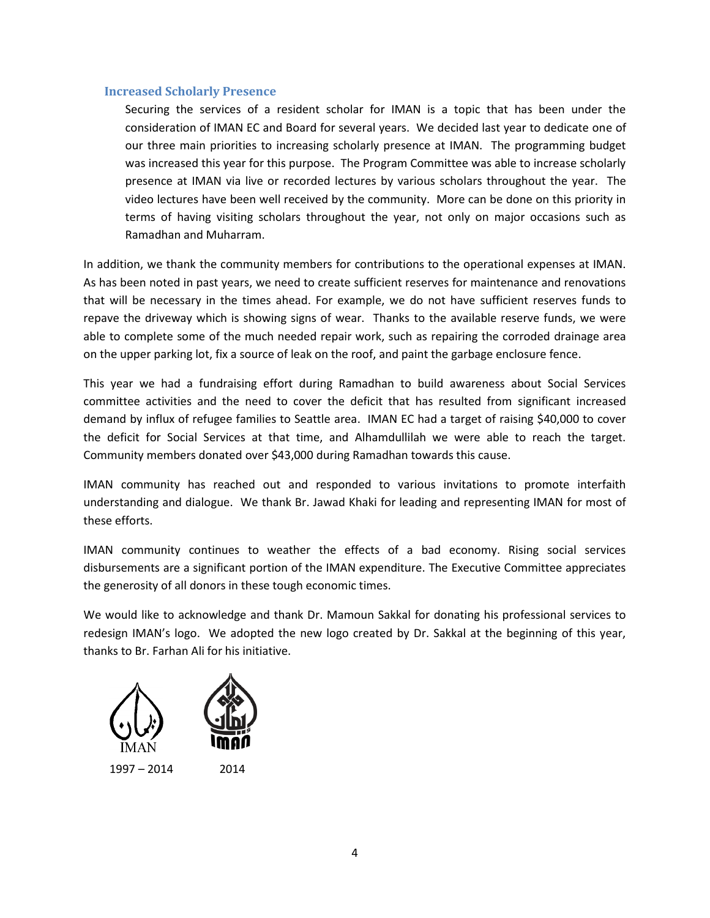### Increased Scholarly Presence

Securing the services of a resident scholar for IMAN is a topic that has been under the consideration of IMAN EC and Board for several years. We decided last year to dedicate one of our three main priorities to increasing scholarly presence at IMAN. The programming budget was increased this year for this purpose. The Program Committee was able to increase scholarly presence at IMAN via live or recorded lectures by various scholars throughout the year. The video lectures have been well received by the community. More can be done on this priority in terms of having visiting scholars throughout the year, not only on major occasions such as Ramadhan and Muharram.

In addition, we thank the community members for contributions to the operational expenses at IMAN. As has been noted in past years, we need to create sufficient reserves for maintenance and renovations that will be necessary in the times ahead. For example, we do not have sufficient reserves funds to repave the driveway which is showing signs of wear. Thanks to the available reserve funds, we were able to complete some of the much needed repair work, such as repairing the corroded drainage area on the upper parking lot, fix a source of leak on the roof, and paint the garbage enclosure fence.

This year we had a fundraising effort during Ramadhan to build awareness about Social Services committee activities and the need to cover the deficit that has resulted from significant increased demand by influx of refugee families to Seattle area. IMAN EC had a target of raising $40,000 to cover the deficit for Social Services at that time, and Alhamdullilah we were able to reach the target. Community members donated over $43,000 during Ramadhan towards this cause.

IMAN community has reached out and responded to various invitations to promote interfaith understanding and dialogue. We thank Br. Jawad Khaki for leading and representing IMAN for most of these efforts.

IMAN community continues to weather the effects of a bad economy. Rising social services disbursements are a significant portion of the IMAN expenditure. The Executive Committee appreciates the generosity of all donors in these tough economic times.

We would like to acknowledge and thank Dr. Mamoun Sakkal for donating his professional services to redesign IMAN's logo. We adopted the new logo created by Dr. Sakkal at the beginning of this year, thanks to Br. Farhan Ali for his initiative.

IMAN

1997 – 2014

IMAN

2014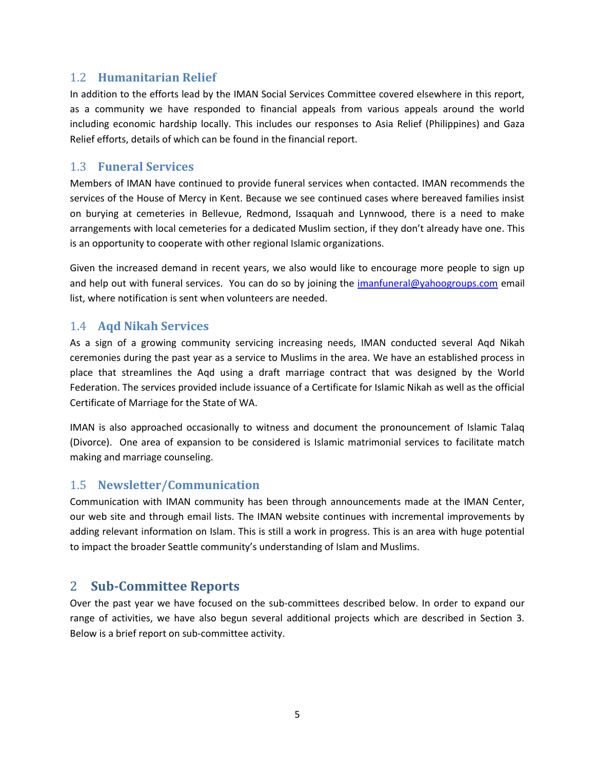## 1.2 Humanitarian Relief

In addition to the efforts lead by the IMAN Social Services Committee covered elsewhere in this report, as a community we have responded to financial appeals from various appeals around the world including economic hardship locally. This includes our responses to Asia Relief (Philippines) and Gaza Relief efforts, details of which can be found in the financial report.

## 1.3 Funeral Services

Members of IMAN have continued to provide funeral services when contacted. IMAN recommends the services of the House of Mercy in Kent. Because we see continued cases where bereaved families insist on burying at cemeteries in Bellevue, Redmond, Issaquah and Lynnwood, there is a need to make arrangements with local cemeteries for a dedicated Muslim section, if they don't already have one. This is an opportunity to cooperate with other regional Islamic organizations.

Given the increased demand in recent years, we also would like to encourage more people to sign up and help out with funeral services. You can do so by joining the imanfuneral@yahoogroups.com email list, where notification is sent when volunteers are needed.

## 1.4 Aqd Nikah Services

As a sign of a growing community servicing increasing needs, IMAN conducted several Aqd Nikah ceremonies during the past year as a service to Muslims in the area. We have an established process in place that streamlines the Aqd using a draft marriage contract that was designed by the World Federation. The services provided include issuance of a Certificate for Islamic Nikah as well as the official Certificate of Marriage for the State of WA.

IMAN is also approached occasionally to witness and document the pronouncement of Islamic Talaq (Divorce). One area of expansion to be considered is Islamic matrimonial services to facilitate match making and marriage counseling.

## 1.5 Newsletter/Communication

Communication with IMAN community has been through announcements made at the IMAN Center, our web site and through email lists. The IMAN website continues with incremental improvements by adding relevant information on Islam. This is still a work in progress. This is an area with huge potential to impact the broader Seattle community's understanding of Islam and Muslims.

# 2 Sub-Committee Reports

Over the past year we have focused on the sub-committees described below. In order to expand our range of activities, we have also begun several additional projects which are described in Section 3. Below is a brief report on sub-committee activity.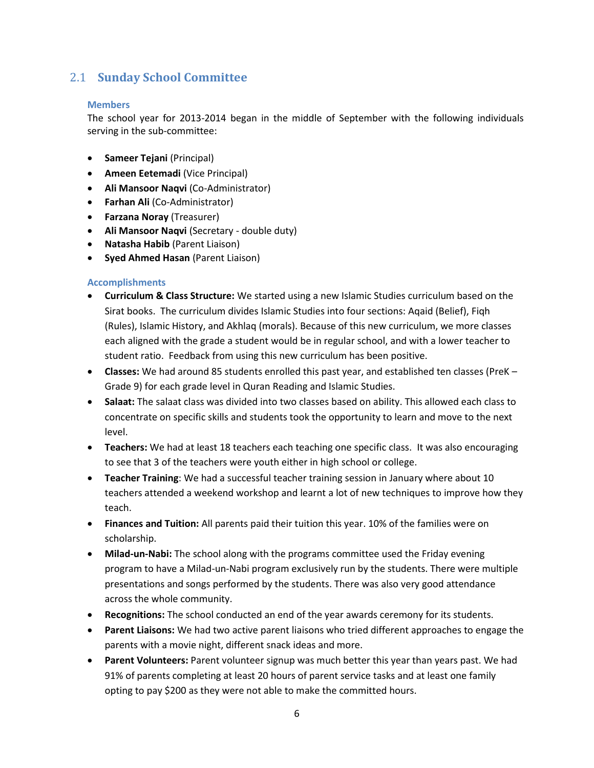## 2.1 Sunday School Committee

### Members

The school year for 2013-2014 began in the middle of September with the following individuals serving in the sub-committee:

- **Sameer Tejani** (Principal)
- **Ameen Eetemadi** (Vice Principal)
- **Ali Mansoor Naqvi** (Co-Administrator)
- **Farhan Ali** (Co-Administrator)
- **Farzana Noray** (Treasurer)
- **Ali Mansoor Naqvi** (Secretary - double duty)
- **Natasha Habib** (Parent Liaison)
- **Syed Ahmed Hasan** (Parent Liaison)

### Accomplishments

- **Curriculum & Class Structure:** We started using a new Islamic Studies curriculum based on the Sirat books. The curriculum divides Islamic Studies into four sections: Aqaid (Belief), Fiqh (Rules), Islamic History, and Akhlaq (morals). Because of this new curriculum, we more classes each aligned with the grade a student would be in regular school, and with a lower teacher to student ratio. Feedback from using this new curriculum has been positive.
- **Classes:** We had around 85 students enrolled this past year, and established ten classes (PreK – Grade 9) for each grade level in Quran Reading and Islamic Studies.
- **Salaat:** The salaat class was divided into two classes based on ability. This allowed each class to concentrate on specific skills and students took the opportunity to learn and move to the next level.
- **Teachers:** We had at least 18 teachers each teaching one specific class. It was also encouraging to see that 3 of the teachers were youth either in high school or college.
- **Teacher Training**: We had a successful teacher training session in January where about 10 teachers attended a weekend workshop and learnt a lot of new techniques to improve how they teach.
- **Finances and Tuition:** All parents paid their tuition this year. 10% of the families were on scholarship.
- **Milad-un-Nabi:** The school along with the programs committee used the Friday evening program to have a Milad-un-Nabi program exclusively run by the students. There were multiple presentations and songs performed by the students. There was also very good attendance across the whole community.
- **Recognitions:** The school conducted an end of the year awards ceremony for its students.
- **Parent Liaisons:** We had two active parent liaisons who tried different approaches to engage the parents with a movie night, different snack ideas and more.
- **Parent Volunteers:** Parent volunteer signup was much better this year than years past. We had 91% of parents completing at least 20 hours of parent service tasks and at least one family opting to pay $200 as they were not able to make the committed hours.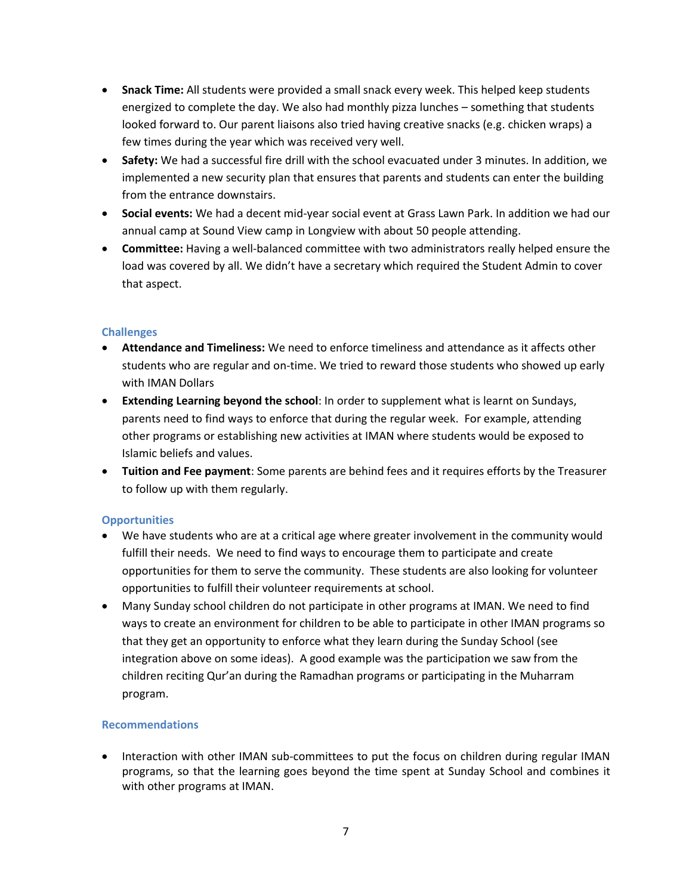- **Snack Time:** All students were provided a small snack every week. This helped keep students energized to complete the day. We also had monthly pizza lunches – something that students looked forward to. Our parent liaisons also tried having creative snacks (e.g. chicken wraps) a few times during the year which was received very well.
- **Safety:** We had a successful fire drill with the school evacuated under 3 minutes. In addition, we implemented a new security plan that ensures that parents and students can enter the building from the entrance downstairs.
- **Social events:** We had a decent mid-year social event at Grass Lawn Park. In addition we had our annual camp at Sound View camp in Longview with about 50 people attending.
- **Committee:** Having a well-balanced committee with two administrators really helped ensure the load was covered by all. We didn't have a secretary which required the Student Admin to cover that aspect.

### Challenges

- **Attendance and Timeliness:** We need to enforce timeliness and attendance as it affects other students who are regular and on-time. We tried to reward those students who showed up early with IMAN Dollars
- **Extending Learning beyond the school**: In order to supplement what is learnt on Sundays, parents need to find ways to enforce that during the regular week. For example, attending other programs or establishing new activities at IMAN where students would be exposed to Islamic beliefs and values.
- **Tuition and Fee payment**: Some parents are behind fees and it requires efforts by the Treasurer to follow up with them regularly.

### Opportunities

- We have students who are at a critical age where greater involvement in the community would fulfill their needs. We need to find ways to encourage them to participate and create opportunities for them to serve the community. These students are also looking for volunteer opportunities to fulfill their volunteer requirements at school.
- Many Sunday school children do not participate in other programs at IMAN. We need to find ways to create an environment for children to be able to participate in other IMAN programs so that they get an opportunity to enforce what they learn during the Sunday School (see integration above on some ideas). A good example was the participation we saw from the children reciting Qur'an during the Ramadhan programs or participating in the Muharram program.

### Recommendations

- Interaction with other IMAN sub-committees to put the focus on children during regular IMAN programs, so that the learning goes beyond the time spent at Sunday School and combines it with other programs at IMAN.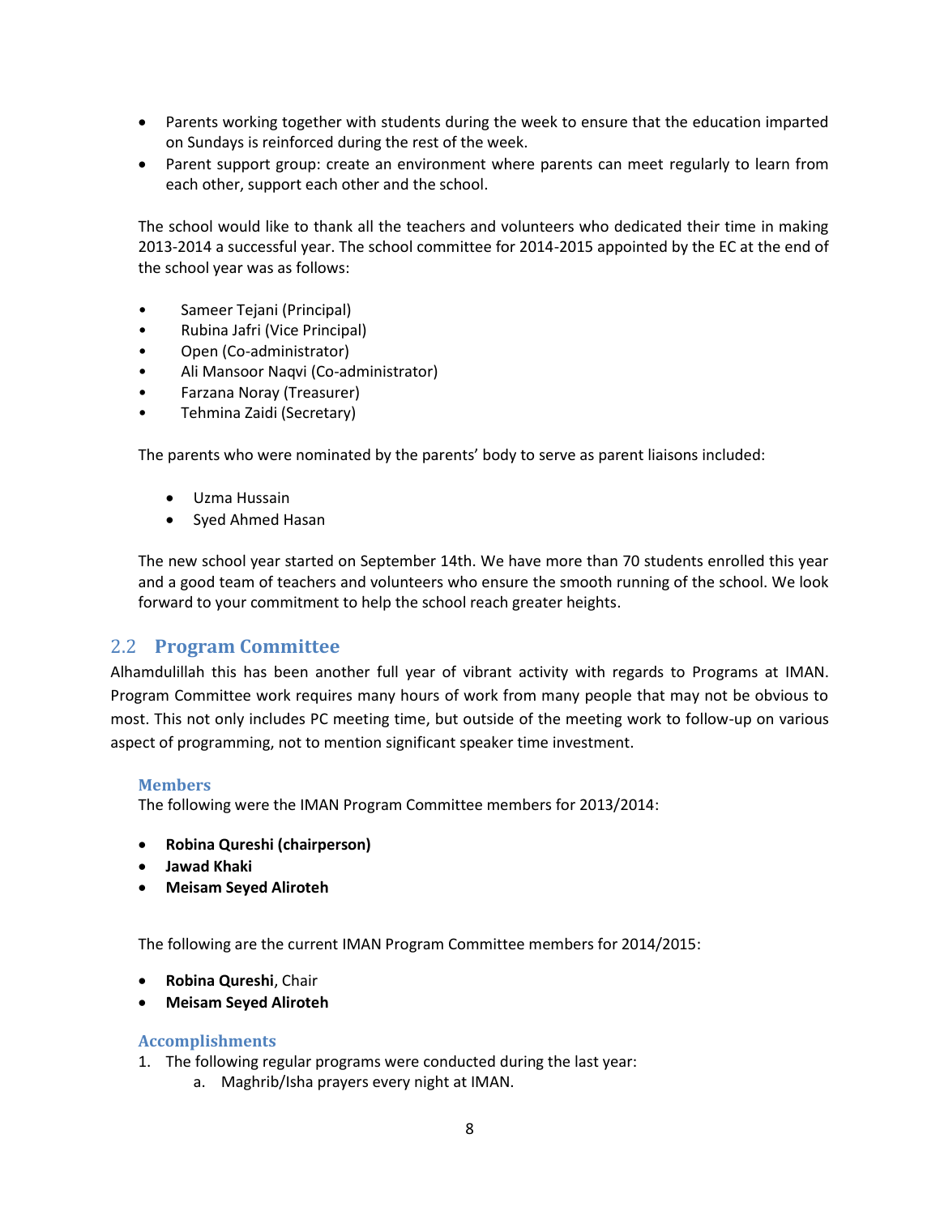- Parents working together with students during the week to ensure that the education imparted on Sundays is reinforced during the rest of the week.
- Parent support group: create an environment where parents can meet regularly to learn from each other, support each other and the school.

The school would like to thank all the teachers and volunteers who dedicated their time in making 2013-2014 a successful year. The school committee for 2014-2015 appointed by the EC at the end of the school year was as follows:

- Sameer Tejani (Principal)
- Rubina Jafri (Vice Principal)
- Open (Co-administrator)
- Ali Mansoor Naqvi (Co-administrator)
- Farzana Noray (Treasurer)
- Tehmina Zaidi (Secretary)

The parents who were nominated by the parents' body to serve as parent liaisons included:

- Uzma Hussain
- Syed Ahmed Hasan

The new school year started on September 14th. We have more than 70 students enrolled this year and a good team of teachers and volunteers who ensure the smooth running of the school. We look forward to your commitment to help the school reach greater heights.

## 2.2 Program Committee

Alhamdulillah this has been another full year of vibrant activity with regards to Programs at IMAN. Program Committee work requires many hours of work from many people that may not be obvious to most. This not only includes PC meeting time, but outside of the meeting work to follow-up on various aspect of programming, not to mention significant speaker time investment.

### Members

The following were the IMAN Program Committee members for 2013/2014:

- **Robina Qureshi (chairperson)**
- **Jawad Khaki**
- **Meisam Seyed Aliroteh**

The following are the current IMAN Program Committee members for 2014/2015:

- **Robina Qureshi**, Chair
- **Meisam Seyed Aliroteh**

### Accomplishments

1. The following regular programs were conducted during the last year:
    a. Maghrib/Isha prayers every night at IMAN.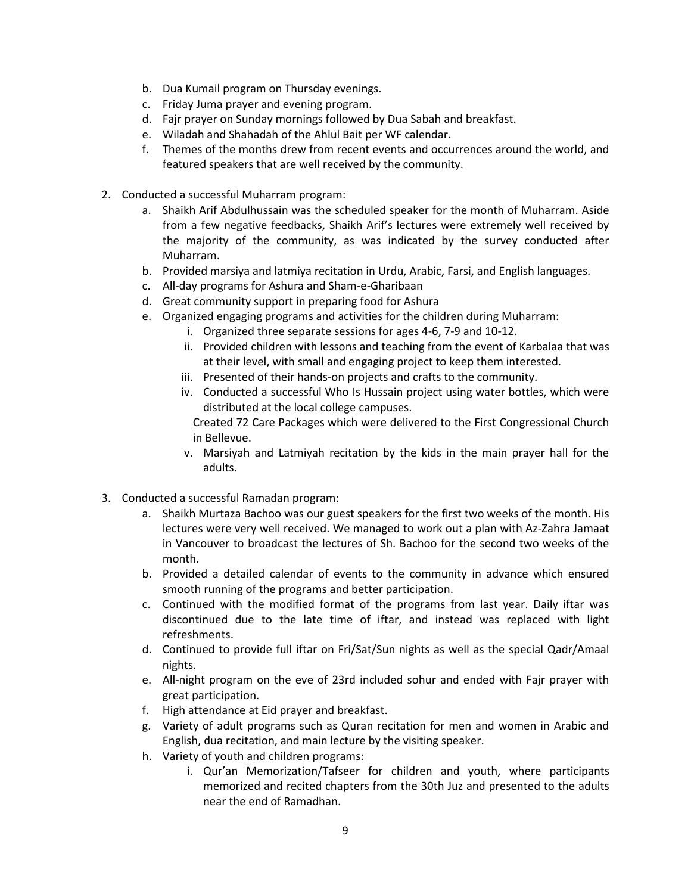b. Dua Kumail program on Thursday evenings.
c. Friday Juma prayer and evening program.
d. Fajr prayer on Sunday mornings followed by Dua Sabah and breakfast.
e. Wiladah and Shahadah of the Ahlul Bait per WF calendar.
f. Themes of the months drew from recent events and occurrences around the world, and featured speakers that are well received by the community.

2. Conducted a successful Muharram program:
   a. Shaikh Arif Abdulhussain was the scheduled speaker for the month of Muharram. Aside from a few negative feedbacks, Shaikh Arif's lectures were extremely well received by the majority of the community, as was indicated by the survey conducted after Muharram.
   b. Provided marsiya and latmiya recitation in Urdu, Arabic, Farsi, and English languages.
   c. All-day programs for Ashura and Sham-e-Gharibaan
   d. Great community support in preparing food for Ashura
   e. Organized engaging programs and activities for the children during Muharram:
      i. Organized three separate sessions for ages 4-6, 7-9 and 10-12.
      ii. Provided children with lessons and teaching from the event of Karbalaa that was at their level, with small and engaging project to keep them interested.
      iii. Presented of their hands-on projects and crafts to the community.
      iv. Conducted a successful Who Is Hussain project using water bottles, which were distributed at the local college campuses.
         Created 72 Care Packages which were delivered to the First Congressional Church in Bellevue.
      v. Marsiyah and Latmiyah recitation by the kids in the main prayer hall for the adults.

3. Conducted a successful Ramadan program:
   a. Shaikh Murtaza Bachoo was our guest speakers for the first two weeks of the month. His lectures were very well received. We managed to work out a plan with Az-Zahra Jamaat in Vancouver to broadcast the lectures of Sh. Bachoo for the second two weeks of the month.
   b. Provided a detailed calendar of events to the community in advance which ensured smooth running of the programs and better participation.
   c. Continued with the modified format of the programs from last year. Daily iftar was discontinued due to the late time of iftar, and instead was replaced with light refreshments.
   d. Continued to provide full iftar on Fri/Sat/Sun nights as well as the special Qadr/Amaal nights.
   e. All-night program on the eve of 23rd included sohur and ended with Fajr prayer with great participation.
   f. High attendance at Eid prayer and breakfast.
   g. Variety of adult programs such as Quran recitation for men and women in Arabic and English, dua recitation, and main lecture by the visiting speaker.
   h. Variety of youth and children programs:
      i. Qur'an Memorization/Tafseer for children and youth, where participants memorized and recited chapters from the 30th Juz and presented to the adults near the end of Ramadhan.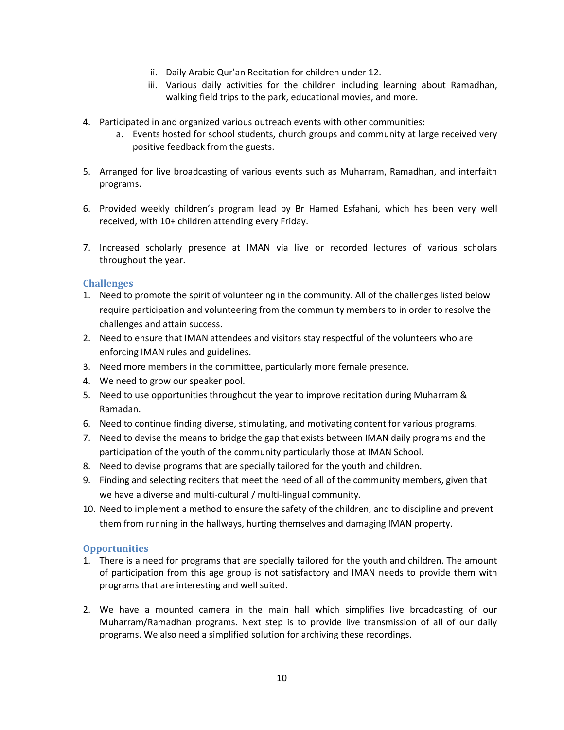ii. Daily Arabic Qur'an Recitation for children under 12.
   iii. Various daily activities for the children including learning about Ramadhan, walking field trips to the park, educational movies, and more.

4. Participated in and organized various outreach events with other communities:
   a. Events hosted for school students, church groups and community at large received very positive feedback from the guests.

5. Arranged for live broadcasting of various events such as Muharram, Ramadhan, and interfaith programs.

6. Provided weekly children's program lead by Br Hamed Esfahani, which has been very well received, with 10+ children attending every Friday.

7. Increased scholarly presence at IMAN via live or recorded lectures of various scholars throughout the year.

### Challenges

1. Need to promote the spirit of volunteering in the community. All of the challenges listed below require participation and volunteering from the community members to in order to resolve the challenges and attain success.
2. Need to ensure that IMAN attendees and visitors stay respectful of the volunteers who are enforcing IMAN rules and guidelines.
3. Need more members in the committee, particularly more female presence.
4. We need to grow our speaker pool.
5. Need to use opportunities throughout the year to improve recitation during Muharram & Ramadan.
6. Need to continue finding diverse, stimulating, and motivating content for various programs.
7. Need to devise the means to bridge the gap that exists between IMAN daily programs and the participation of the youth of the community particularly those at IMAN School.
8. Need to devise programs that are specially tailored for the youth and children.
9. Finding and selecting reciters that meet the need of all of the community members, given that we have a diverse and multi-cultural / multi-lingual community.
10. Need to implement a method to ensure the safety of the children, and to discipline and prevent them from running in the hallways, hurting themselves and damaging IMAN property.

### Opportunities

1. There is a need for programs that are specially tailored for the youth and children. The amount of participation from this age group is not satisfactory and IMAN needs to provide them with programs that are interesting and well suited.

2. We have a mounted camera in the main hall which simplifies live broadcasting of our Muharram/Ramadhan programs. Next step is to provide live transmission of all of our daily programs. We also need a simplified solution for archiving these recordings.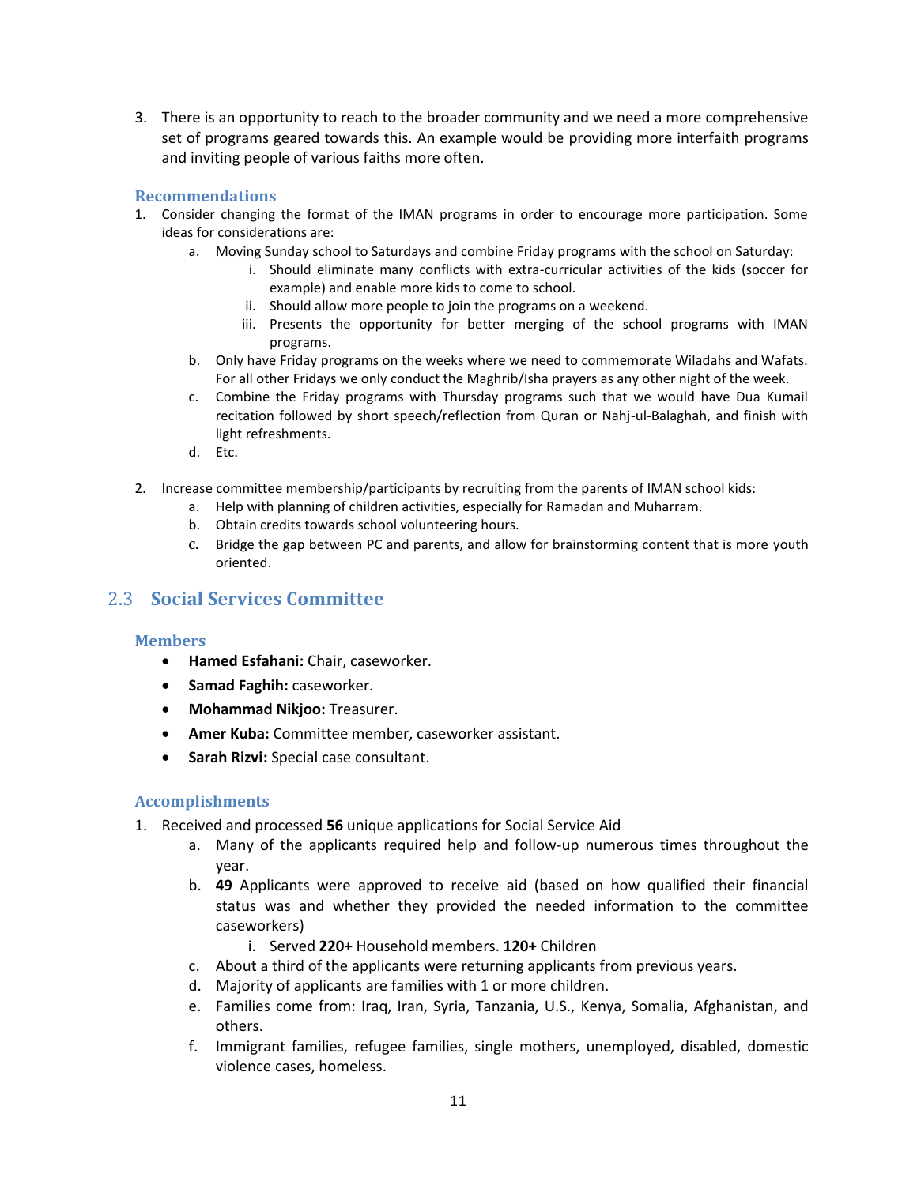3. There is an opportunity to reach to the broader community and we need a more comprehensive set of programs geared towards this. An example would be providing more interfaith programs and inviting people of various faiths more often.

### Recommendations

1. Consider changing the format of the IMAN programs in order to encourage more participation. Some ideas for considerations are:
    a. Moving Sunday school to Saturdays and combine Friday programs with the school on Saturday:
        i. Should eliminate many conflicts with extra-curricular activities of the kids (soccer for example) and enable more kids to come to school.
        ii. Should allow more people to join the programs on a weekend.
        iii. Presents the opportunity for better merging of the school programs with IMAN programs.
    b. Only have Friday programs on the weeks where we need to commemorate Wiladahs and Wafats. For all other Fridays we only conduct the Maghrib/Isha prayers as any other night of the week.
    c. Combine the Friday programs with Thursday programs such that we would have Dua Kumail recitation followed by short speech/reflection from Quran or Nahj-ul-Balaghah, and finish with light refreshments.
    d. Etc.

2. Increase committee membership/participants by recruiting from the parents of IMAN school kids:
    a. Help with planning of children activities, especially for Ramadan and Muharram.
    b. Obtain credits towards school volunteering hours.
    c. Bridge the gap between PC and parents, and allow for brainstorming content that is more youth oriented.

## 2.3 Social Services Committee

### Members

- **Hamed Esfahani:** Chair, caseworker.
- **Samad Faghih:** caseworker.
- **Mohammad Nikjoo:** Treasurer.
- **Amer Kuba:** Committee member, caseworker assistant.
- **Sarah Rizvi:** Special case consultant.

### Accomplishments

1. Received and processed **56** unique applications for Social Service Aid
    a. Many of the applicants required help and follow-up numerous times throughout the year.
    b. **49** Applicants were approved to receive aid (based on how qualified their financial status was and whether they provided the needed information to the committee caseworkers)
        i. Served **220+** Household members. **120+** Children
    c. About a third of the applicants were returning applicants from previous years.
    d. Majority of applicants are families with 1 or more children.
    e. Families come from: Iraq, Iran, Syria, Tanzania, U.S., Kenya, Somalia, Afghanistan, and others.
    f. Immigrant families, refugee families, single mothers, unemployed, disabled, domestic violence cases, homeless.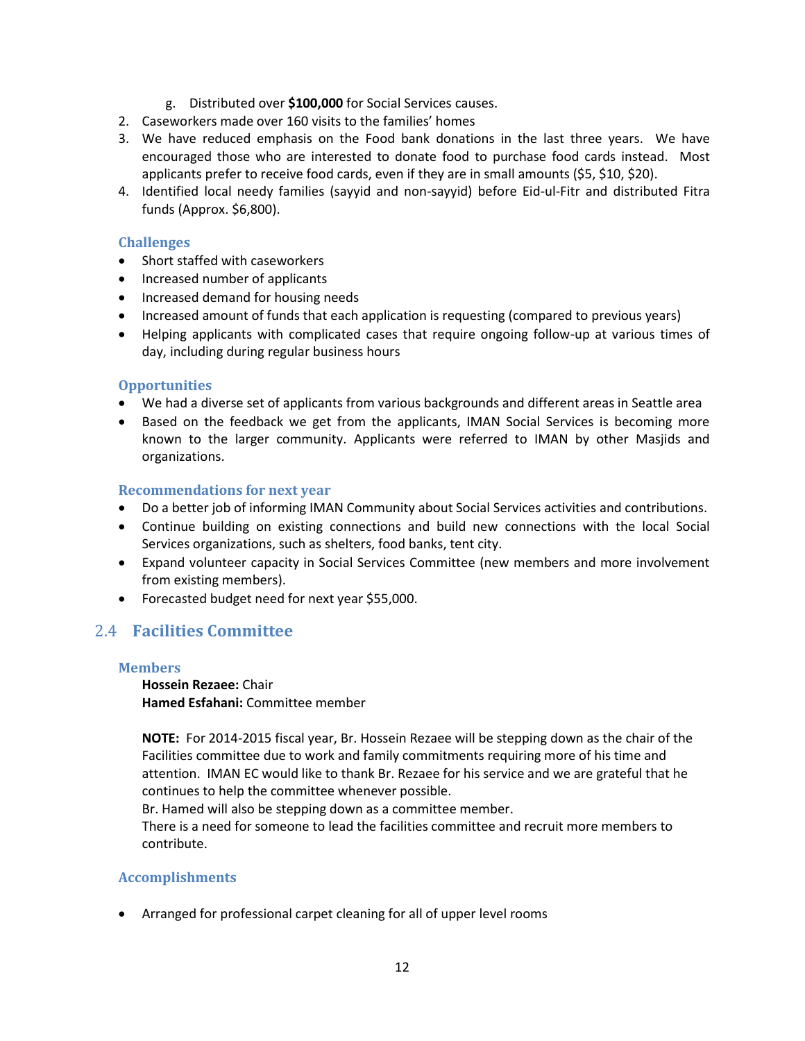g. Distributed over **$100,000** for Social Services causes.

2. Caseworkers made over 160 visits to the families' homes
3. We have reduced emphasis on the Food bank donations in the last three years. We have encouraged those who are interested to donate food to purchase food cards instead. Most applicants prefer to receive food cards, even if they are in small amounts ($5, $10, $20).
4. Identified local needy families (sayyid and non-sayyid) before Eid-ul-Fitr and distributed Fitra funds (Approx. $6,800).

#### Challenges

- Short staffed with caseworkers
- Increased number of applicants
- Increased demand for housing needs
- Increased amount of funds that each application is requesting (compared to previous years)
- Helping applicants with complicated cases that require ongoing follow-up at various times of day, including during regular business hours

#### Opportunities

- We had a diverse set of applicants from various backgrounds and different areas in Seattle area
- Based on the feedback we get from the applicants, IMAN Social Services is becoming more known to the larger community. Applicants were referred to IMAN by other Masjids and organizations.

#### Recommendations for next year

- Do a better job of informing IMAN Community about Social Services activities and contributions.
- Continue building on existing connections and build new connections with the local Social Services organizations, such as shelters, food banks, tent city.
- Expand volunteer capacity in Social Services Committee (new members and more involvement from existing members).
- Forecasted budget need for next year $55,000.

## 2.4 Facilities Committee

#### Members

**Hossein Rezaee:** Chair
**Hamed Esfahani:** Committee member

**NOTE:** For 2014-2015 fiscal year, Br. Hossein Rezaee will be stepping down as the chair of the Facilities committee due to work and family commitments requiring more of his time and attention. IMAN EC would like to thank Br. Rezaee for his service and we are grateful that he continues to help the committee whenever possible.
Br. Hamed will also be stepping down as a committee member.
There is a need for someone to lead the facilities committee and recruit more members to contribute.

#### Accomplishments

- Arranged for professional carpet cleaning for all of upper level rooms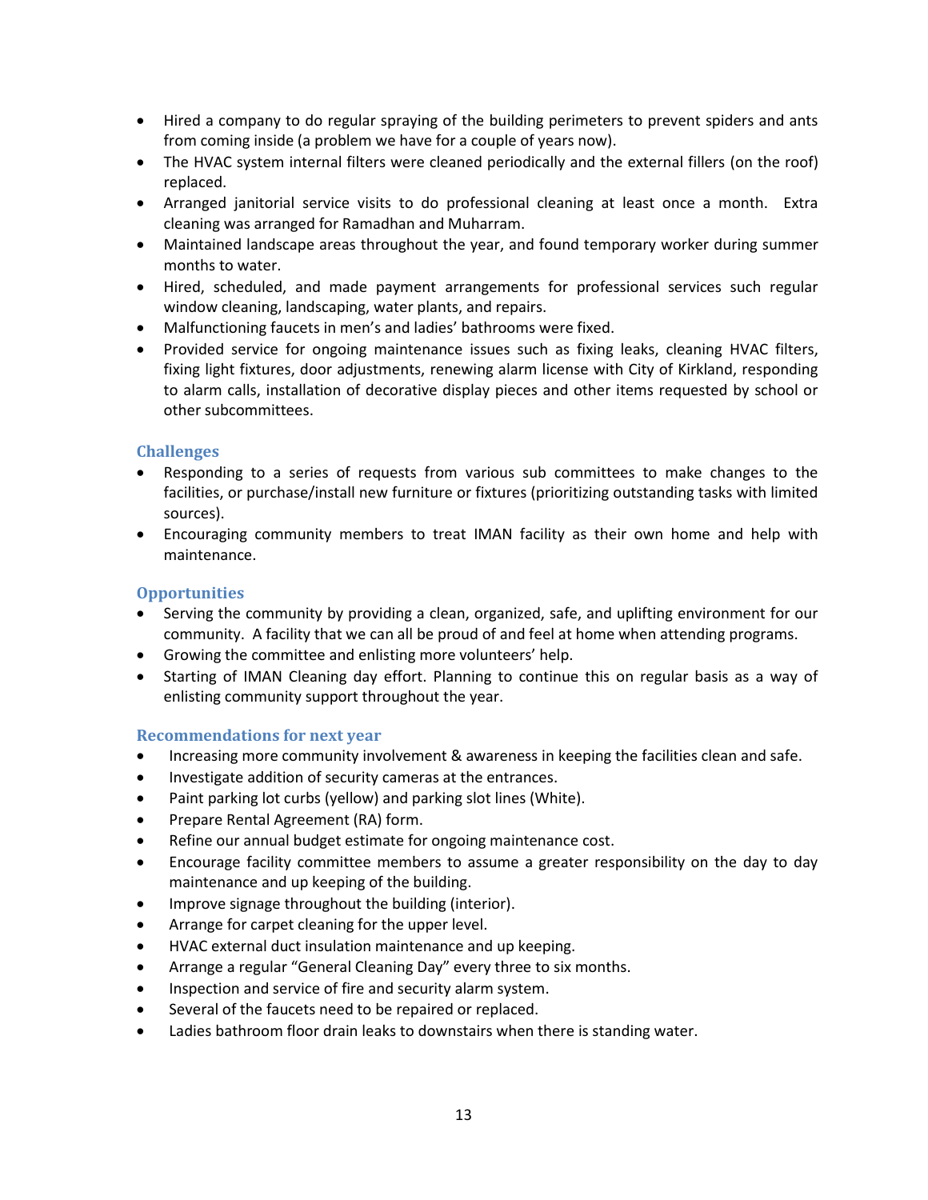- Hired a company to do regular spraying of the building perimeters to prevent spiders and ants from coming inside (a problem we have for a couple of years now).
- The HVAC system internal filters were cleaned periodically and the external fillers (on the roof) replaced.
- Arranged janitorial service visits to do professional cleaning at least once a month. Extra cleaning was arranged for Ramadhan and Muharram.
- Maintained landscape areas throughout the year, and found temporary worker during summer months to water.
- Hired, scheduled, and made payment arrangements for professional services such regular window cleaning, landscaping, water plants, and repairs.
- Malfunctioning faucets in men's and ladies' bathrooms were fixed.
- Provided service for ongoing maintenance issues such as fixing leaks, cleaning HVAC filters, fixing light fixtures, door adjustments, renewing alarm license with City of Kirkland, responding to alarm calls, installation of decorative display pieces and other items requested by school or other subcommittees.

### Challenges

- Responding to a series of requests from various sub committees to make changes to the facilities, or purchase/install new furniture or fixtures (prioritizing outstanding tasks with limited sources).
- Encouraging community members to treat IMAN facility as their own home and help with maintenance.

### Opportunities

- Serving the community by providing a clean, organized, safe, and uplifting environment for our community. A facility that we can all be proud of and feel at home when attending programs.
- Growing the committee and enlisting more volunteers' help.
- Starting of IMAN Cleaning day effort. Planning to continue this on regular basis as a way of enlisting community support throughout the year.

### Recommendations for next year

- Increasing more community involvement & awareness in keeping the facilities clean and safe.
- Investigate addition of security cameras at the entrances.
- Paint parking lot curbs (yellow) and parking slot lines (White).
- Prepare Rental Agreement (RA) form.
- Refine our annual budget estimate for ongoing maintenance cost.
- Encourage facility committee members to assume a greater responsibility on the day to day maintenance and up keeping of the building.
- Improve signage throughout the building (interior).
- Arrange for carpet cleaning for the upper level.
- HVAC external duct insulation maintenance and up keeping.
- Arrange a regular "General Cleaning Day" every three to six months.
- Inspection and service of fire and security alarm system.
- Several of the faucets need to be repaired or replaced.
- Ladies bathroom floor drain leaks to downstairs when there is standing water.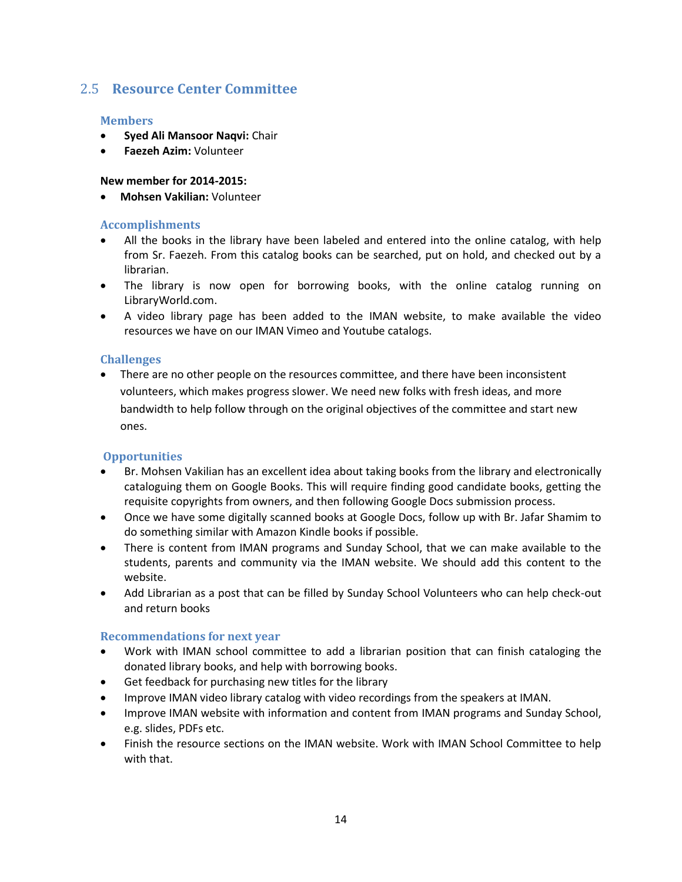## 2.5 Resource Center Committee

### Members

- **Syed Ali Mansoor Naqvi:** Chair
- **Faezeh Azim:** Volunteer

**New member for 2014-2015:**

- **Mohsen Vakilian:** Volunteer

### Accomplishments

- All the books in the library have been labeled and entered into the online catalog, with help from Sr. Faezeh. From this catalog books can be searched, put on hold, and checked out by a librarian.
- The library is now open for borrowing books, with the online catalog running on LibraryWorld.com.
- A video library page has been added to the IMAN website, to make available the video resources we have on our IMAN Vimeo and Youtube catalogs.

### Challenges

- There are no other people on the resources committee, and there have been inconsistent volunteers, which makes progress slower. We need new folks with fresh ideas, and more bandwidth to help follow through on the original objectives of the committee and start new ones.

### Opportunities

- Br. Mohsen Vakilian has an excellent idea about taking books from the library and electronically cataloguing them on Google Books. This will require finding good candidate books, getting the requisite copyrights from owners, and then following Google Docs submission process.
- Once we have some digitally scanned books at Google Docs, follow up with Br. Jafar Shamim to do something similar with Amazon Kindle books if possible.
- There is content from IMAN programs and Sunday School, that we can make available to the students, parents and community via the IMAN website. We should add this content to the website.
- Add Librarian as a post that can be filled by Sunday School Volunteers who can help check-out and return books

### Recommendations for next year

- Work with IMAN school committee to add a librarian position that can finish cataloging the donated library books, and help with borrowing books.
- Get feedback for purchasing new titles for the library
- Improve IMAN video library catalog with video recordings from the speakers at IMAN.
- Improve IMAN website with information and content from IMAN programs and Sunday School, e.g. slides, PDFs etc.
- Finish the resource sections on the IMAN website. Work with IMAN School Committee to help with that.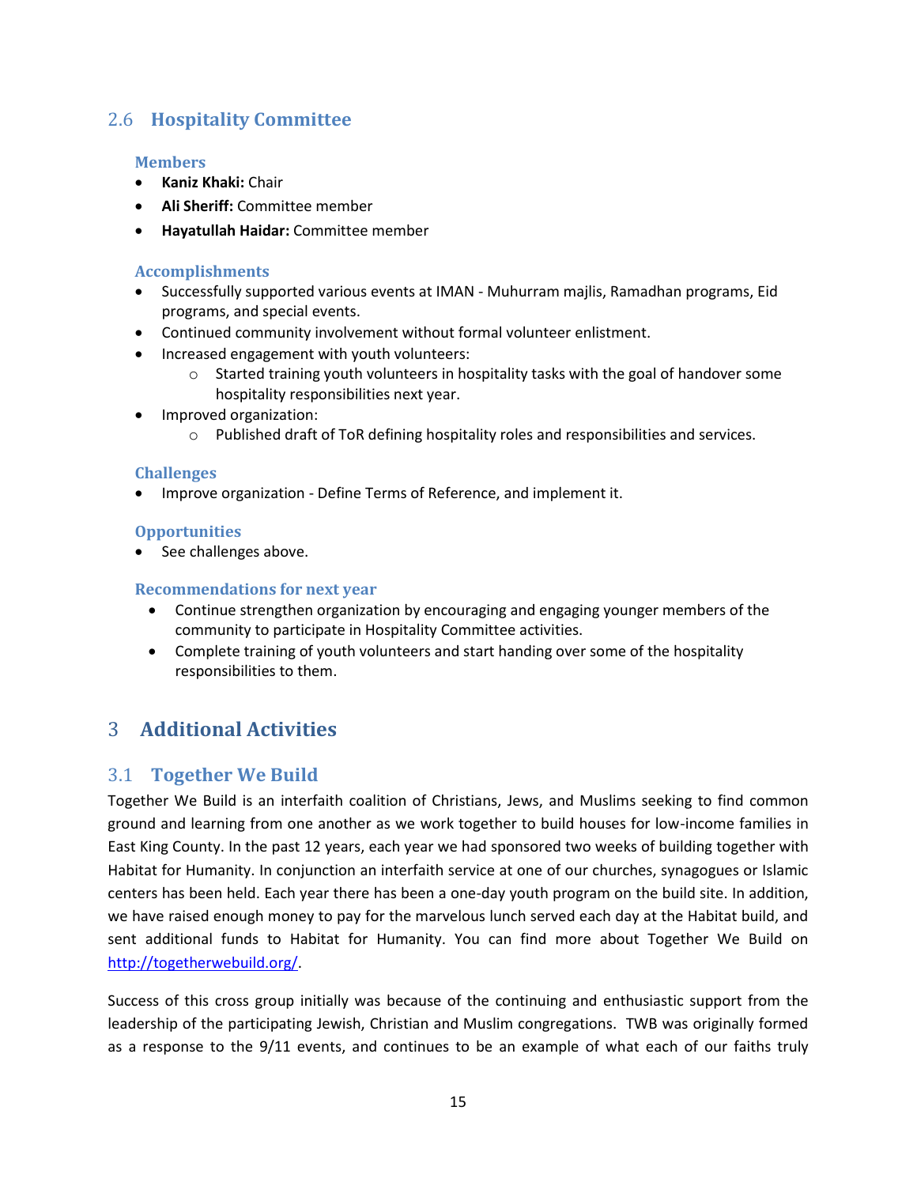## 2.6 Hospitality Committee

### Members

- **Kaniz Khaki:** Chair
- **Ali Sheriff:** Committee member
- **Hayatullah Haidar:** Committee member

### Accomplishments

- Successfully supported various events at IMAN - Muhurram majlis, Ramadhan programs, Eid programs, and special events.
- Continued community involvement without formal volunteer enlistment.
- Increased engagement with youth volunteers:
    - Started training youth volunteers in hospitality tasks with the goal of handover some hospitality responsibilities next year.
- Improved organization:
    - Published draft of ToR defining hospitality roles and responsibilities and services.

### Challenges

- Improve organization - Define Terms of Reference, and implement it.

### Opportunities

- See challenges above.

### Recommendations for next year

- Continue strengthen organization by encouraging and engaging younger members of the community to participate in Hospitality Committee activities.
- Complete training of youth volunteers and start handing over some of the hospitality responsibilities to them.

# 3 Additional Activities

## 3.1 Together We Build

Together We Build is an interfaith coalition of Christians, Jews, and Muslims seeking to find common ground and learning from one another as we work together to build houses for low-income families in East King County. In the past 12 years, each year we had sponsored two weeks of building together with Habitat for Humanity. In conjunction an interfaith service at one of our churches, synagogues or Islamic centers has been held. Each year there has been a one-day youth program on the build site. In addition, we have raised enough money to pay for the marvelous lunch served each day at the Habitat build, and sent additional funds to Habitat for Humanity. You can find more about Together We Build on http://togetherwebuild.org/.

Success of this cross group initially was because of the continuing and enthusiastic support from the leadership of the participating Jewish, Christian and Muslim congregations. TWB was originally formed as a response to the 9/11 events, and continues to be an example of what each of our faiths truly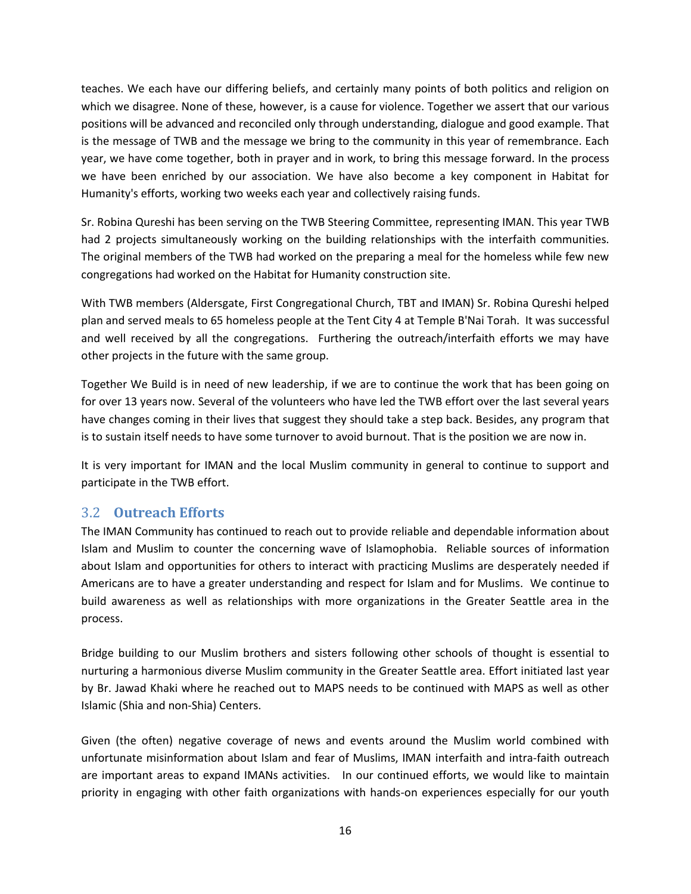teaches. We each have our differing beliefs, and certainly many points of both politics and religion on which we disagree. None of these, however, is a cause for violence. Together we assert that our various positions will be advanced and reconciled only through understanding, dialogue and good example. That is the message of TWB and the message we bring to the community in this year of remembrance. Each year, we have come together, both in prayer and in work, to bring this message forward. In the process we have been enriched by our association. We have also become a key component in Habitat for Humanity's efforts, working two weeks each year and collectively raising funds.

Sr. Robina Qureshi has been serving on the TWB Steering Committee, representing IMAN. This year TWB had 2 projects simultaneously working on the building relationships with the interfaith communities. The original members of the TWB had worked on the preparing a meal for the homeless while few new congregations had worked on the Habitat for Humanity construction site.

With TWB members (Aldersgate, First Congregational Church, TBT and IMAN) Sr. Robina Qureshi helped plan and served meals to 65 homeless people at the Tent City 4 at Temple B'Nai Torah. It was successful and well received by all the congregations. Furthering the outreach/interfaith efforts we may have other projects in the future with the same group.

Together We Build is in need of new leadership, if we are to continue the work that has been going on for over 13 years now. Several of the volunteers who have led the TWB effort over the last several years have changes coming in their lives that suggest they should take a step back. Besides, any program that is to sustain itself needs to have some turnover to avoid burnout. That is the position we are now in.

It is very important for IMAN and the local Muslim community in general to continue to support and participate in the TWB effort.

## 3.2 **Outreach Efforts**

The IMAN Community has continued to reach out to provide reliable and dependable information about Islam and Muslim to counter the concerning wave of Islamophobia. Reliable sources of information about Islam and opportunities for others to interact with practicing Muslims are desperately needed if Americans are to have a greater understanding and respect for Islam and for Muslims. We continue to build awareness as well as relationships with more organizations in the Greater Seattle area in the process.

Bridge building to our Muslim brothers and sisters following other schools of thought is essential to nurturing a harmonious diverse Muslim community in the Greater Seattle area. Effort initiated last year by Br. Jawad Khaki where he reached out to MAPS needs to be continued with MAPS as well as other Islamic (Shia and non-Shia) Centers.

Given (the often) negative coverage of news and events around the Muslim world combined with unfortunate misinformation about Islam and fear of Muslims, IMAN interfaith and intra-faith outreach are important areas to expand IMANs activities. In our continued efforts, we would like to maintain priority in engaging with other faith organizations with hands-on experiences especially for our youth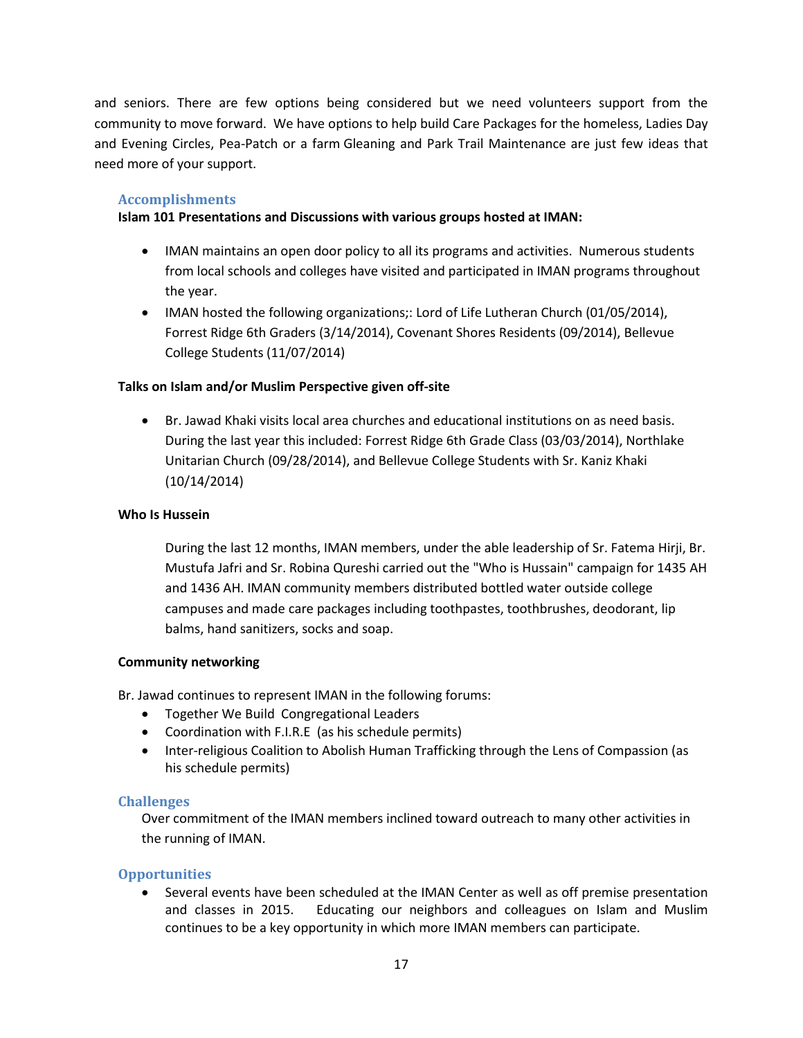and seniors. There are few options being considered but we need volunteers support from the community to move forward. We have options to help build Care Packages for the homeless, Ladies Day and Evening Circles, Pea-Patch or a farm Gleaning and Park Trail Maintenance are just few ideas that need more of your support.

### Accomplishments

**Islam 101 Presentations and Discussions with various groups hosted at IMAN:**

- IMAN maintains an open door policy to all its programs and activities. Numerous students from local schools and colleges have visited and participated in IMAN programs throughout the year.
- IMAN hosted the following organizations;: Lord of Life Lutheran Church (01/05/2014), Forrest Ridge 6th Graders (3/14/2014), Covenant Shores Residents (09/2014), Bellevue College Students (11/07/2014)

**Talks on Islam and/or Muslim Perspective given off-site**

- Br. Jawad Khaki visits local area churches and educational institutions on as need basis. During the last year this included: Forrest Ridge 6th Grade Class (03/03/2014), Northlake Unitarian Church (09/28/2014), and Bellevue College Students with Sr. Kaniz Khaki (10/14/2014)

**Who Is Hussein**

During the last 12 months, IMAN members, under the able leadership of Sr. Fatema Hirji, Br. Mustufa Jafri and Sr. Robina Qureshi carried out the "Who is Hussain" campaign for 1435 AH and 1436 AH. IMAN community members distributed bottled water outside college campuses and made care packages including toothpastes, toothbrushes, deodorant, lip balms, hand sanitizers, socks and soap.

**Community networking**

Br. Jawad continues to represent IMAN in the following forums:

- Together We Build Congregational Leaders
- Coordination with F.I.R.E (as his schedule permits)
- Inter-religious Coalition to Abolish Human Trafficking through the Lens of Compassion (as his schedule permits)

### Challenges

Over commitment of the IMAN members inclined toward outreach to many other activities in the running of IMAN.

### Opportunities

- Several events have been scheduled at the IMAN Center as well as off premise presentation and classes in 2015. Educating our neighbors and colleagues on Islam and Muslim continues to be a key opportunity in which more IMAN members can participate.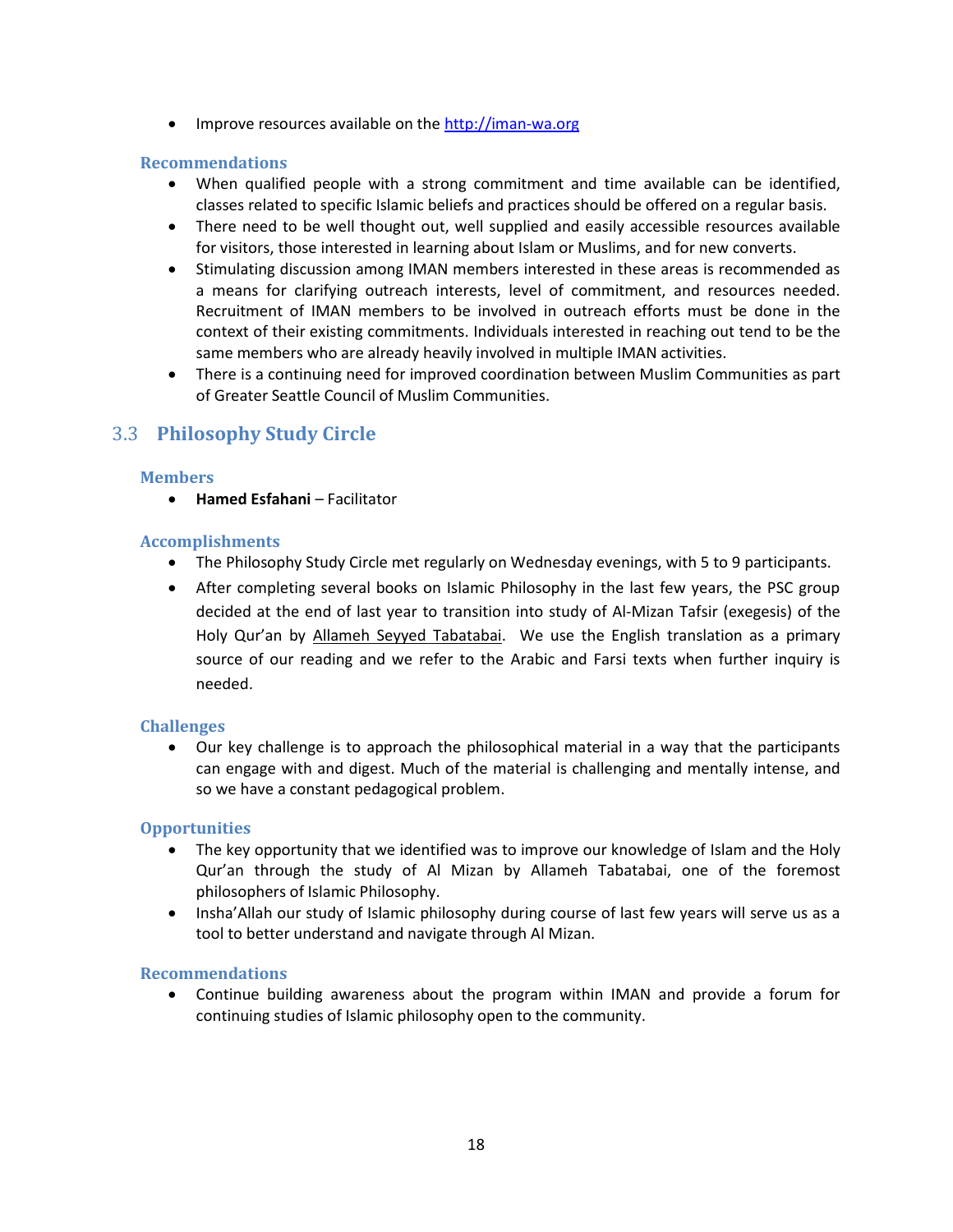- Improve resources available on the http://iman-wa.org

#### Recommendations

- When qualified people with a strong commitment and time available can be identified, classes related to specific Islamic beliefs and practices should be offered on a regular basis.
- There need to be well thought out, well supplied and easily accessible resources available for visitors, those interested in learning about Islam or Muslims, and for new converts.
- Stimulating discussion among IMAN members interested in these areas is recommended as a means for clarifying outreach interests, level of commitment, and resources needed. Recruitment of IMAN members to be involved in outreach efforts must be done in the context of their existing commitments. Individuals interested in reaching out tend to be the same members who are already heavily involved in multiple IMAN activities.
- There is a continuing need for improved coordination between Muslim Communities as part of Greater Seattle Council of Muslim Communities.

### 3.3 Philosophy Study Circle

#### Members

- **Hamed Esfahani** – Facilitator

#### Accomplishments

- The Philosophy Study Circle met regularly on Wednesday evenings, with 5 to 9 participants.
- After completing several books on Islamic Philosophy in the last few years, the PSC group decided at the end of last year to transition into study of Al-Mizan Tafsir (exegesis) of the Holy Qur'an by Allameh Seyyed Tabatabai. We use the English translation as a primary source of our reading and we refer to the Arabic and Farsi texts when further inquiry is needed.

#### Challenges

- Our key challenge is to approach the philosophical material in a way that the participants can engage with and digest. Much of the material is challenging and mentally intense, and so we have a constant pedagogical problem.

#### Opportunities

- The key opportunity that we identified was to improve our knowledge of Islam and the Holy Qur'an through the study of Al Mizan by Allameh Tabatabai, one of the foremost philosophers of Islamic Philosophy.
- Insha'Allah our study of Islamic philosophy during course of last few years will serve us as a tool to better understand and navigate through Al Mizan.

#### Recommendations

- Continue building awareness about the program within IMAN and provide a forum for continuing studies of Islamic philosophy open to the community.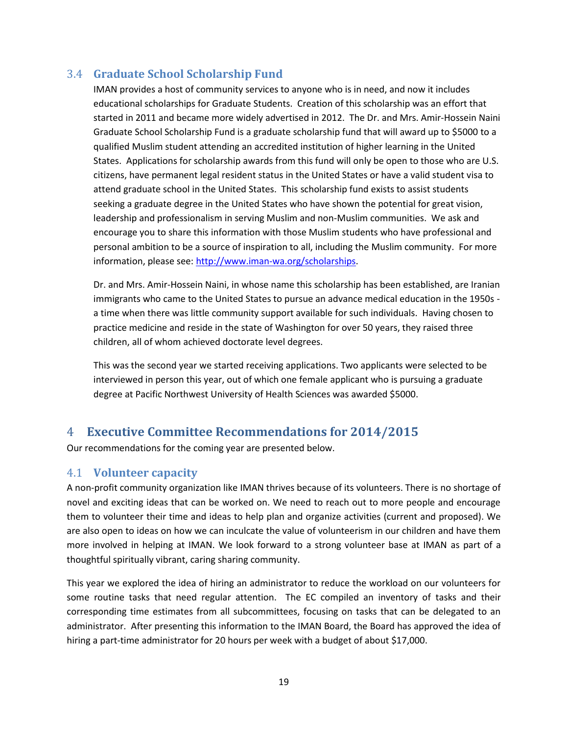### 3.4 Graduate School Scholarship Fund

IMAN provides a host of community services to anyone who is in need, and now it includes educational scholarships for Graduate Students. Creation of this scholarship was an effort that started in 2011 and became more widely advertised in 2012. The Dr. and Mrs. Amir-Hossein Naini Graduate School Scholarship Fund is a graduate scholarship fund that will award up to $5000 to a qualified Muslim student attending an accredited institution of higher learning in the United States. Applications for scholarship awards from this fund will only be open to those who are U.S. citizens, have permanent legal resident status in the United States or have a valid student visa to attend graduate school in the United States. This scholarship fund exists to assist students seeking a graduate degree in the United States who have shown the potential for great vision, leadership and professionalism in serving Muslim and non-Muslim communities. We ask and encourage you to share this information with those Muslim students who have professional and personal ambition to be a source of inspiration to all, including the Muslim community. For more information, please see: http://www.iman-wa.org/scholarships.

Dr. and Mrs. Amir-Hossein Naini, in whose name this scholarship has been established, are Iranian immigrants who came to the United States to pursue an advance medical education in the 1950s - a time when there was little community support available for such individuals. Having chosen to practice medicine and reside in the state of Washington for over 50 years, they raised three children, all of whom achieved doctorate level degrees.

This was the second year we started receiving applications. Two applicants were selected to be interviewed in person this year, out of which one female applicant who is pursuing a graduate degree at Pacific Northwest University of Health Sciences was awarded $5000.

## 4 Executive Committee Recommendations for 2014/2015

Our recommendations for the coming year are presented below.

### 4.1 Volunteer capacity

A non-profit community organization like IMAN thrives because of its volunteers. There is no shortage of novel and exciting ideas that can be worked on. We need to reach out to more people and encourage them to volunteer their time and ideas to help plan and organize activities (current and proposed). We are also open to ideas on how we can inculcate the value of volunteerism in our children and have them more involved in helping at IMAN. We look forward to a strong volunteer base at IMAN as part of a thoughtful spiritually vibrant, caring sharing community.

This year we explored the idea of hiring an administrator to reduce the workload on our volunteers for some routine tasks that need regular attention. The EC compiled an inventory of tasks and their corresponding time estimates from all subcommittees, focusing on tasks that can be delegated to an administrator. After presenting this information to the IMAN Board, the Board has approved the idea of hiring a part-time administrator for 20 hours per week with a budget of about $17,000.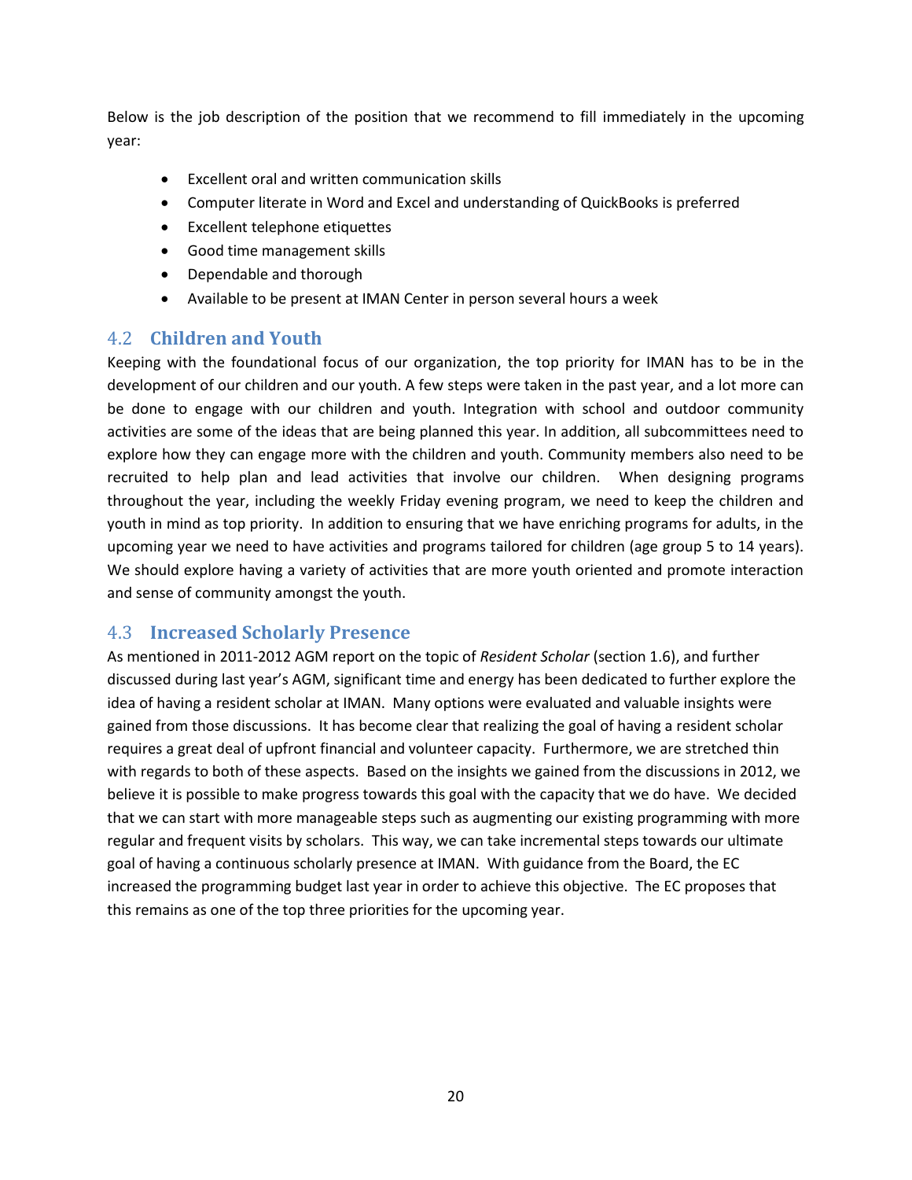Below is the job description of the position that we recommend to fill immediately in the upcoming year:

- Excellent oral and written communication skills
- Computer literate in Word and Excel and understanding of QuickBooks is preferred
- Excellent telephone etiquettes
- Good time management skills
- Dependable and thorough
- Available to be present at IMAN Center in person several hours a week

## 4.2 Children and Youth

Keeping with the foundational focus of our organization, the top priority for IMAN has to be in the development of our children and our youth. A few steps were taken in the past year, and a lot more can be done to engage with our children and youth. Integration with school and outdoor community activities are some of the ideas that are being planned this year. In addition, all subcommittees need to explore how they can engage more with the children and youth. Community members also need to be recruited to help plan and lead activities that involve our children. When designing programs throughout the year, including the weekly Friday evening program, we need to keep the children and youth in mind as top priority. In addition to ensuring that we have enriching programs for adults, in the upcoming year we need to have activities and programs tailored for children (age group 5 to 14 years). We should explore having a variety of activities that are more youth oriented and promote interaction and sense of community amongst the youth.

## 4.3 Increased Scholarly Presence

As mentioned in 2011-2012 AGM report on the topic of *Resident Scholar* (section 1.6), and further discussed during last year's AGM, significant time and energy has been dedicated to further explore the idea of having a resident scholar at IMAN. Many options were evaluated and valuable insights were gained from those discussions. It has become clear that realizing the goal of having a resident scholar requires a great deal of upfront financial and volunteer capacity. Furthermore, we are stretched thin with regards to both of these aspects. Based on the insights we gained from the discussions in 2012, we believe it is possible to make progress towards this goal with the capacity that we do have. We decided that we can start with more manageable steps such as augmenting our existing programming with more regular and frequent visits by scholars. This way, we can take incremental steps towards our ultimate goal of having a continuous scholarly presence at IMAN. With guidance from the Board, the EC increased the programming budget last year in order to achieve this objective. The EC proposes that this remains as one of the top three priorities for the upcoming year.